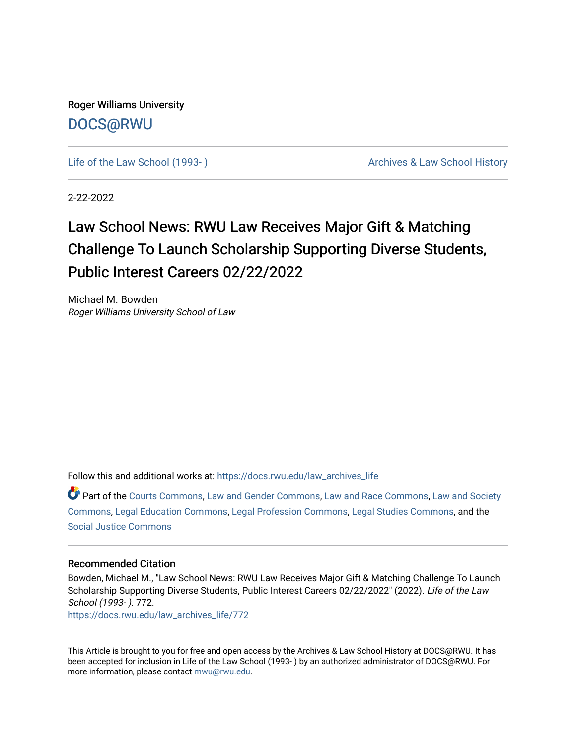Roger Williams University

DOCS@RWU

Life of the Law School (1993- )

Archives & Law School History

2-22-2022

# Law School News: RWU Law Receives Major Gift & Matching Challenge To Launch Scholarship Supporting Diverse Students, Public Interest Careers 02/22/2022

Michael M. Bowden
*Roger Williams University School of Law*

Follow this and additional works at: https://docs.rwu.edu/law_archives_life

Part of the Courts Commons, Law and Gender Commons, Law and Race Commons, Law and Society Commons, Legal Education Commons, Legal Profession Commons, Legal Studies Commons, and the Social Justice Commons

## Recommended Citation

Bowden, Michael M., "Law School News: RWU Law Receives Major Gift & Matching Challenge To Launch Scholarship Supporting Diverse Students, Public Interest Careers 02/22/2022" (2022). *Life of the Law School (1993- )*. 772.
https://docs.rwu.edu/law_archives_life/772

This Article is brought to you for free and open access by the Archives & Law School History at DOCS@RWU. It has been accepted for inclusion in Life of the Law School (1993- ) by an authorized administrator of DOCS@RWU. For more information, please contact mwu@rwu.edu.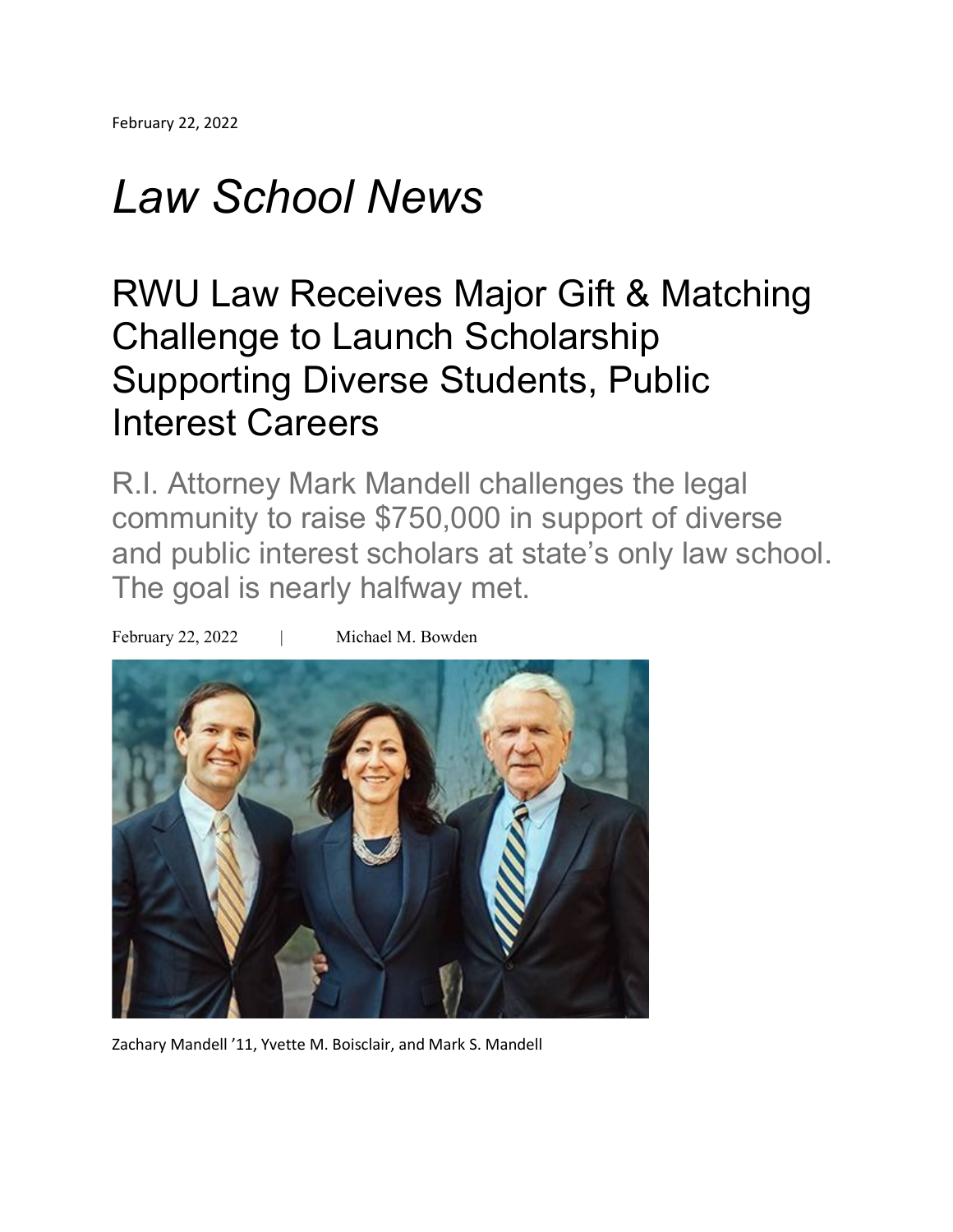February 22, 2022

# *Law School News*

## RWU Law Receives Major Gift & Matching Challenge to Launch Scholarship Supporting Diverse Students, Public Interest Careers

R.I. Attorney Mark Mandell challenges the legal community to raise $750,000 in support of diverse and public interest scholars at state's only law school. The goal is nearly halfway met.

February 22, 2022 | Michael M. Bowden

Zachary Mandell '11, Yvette M. Boisclair, and Mark S. Mandell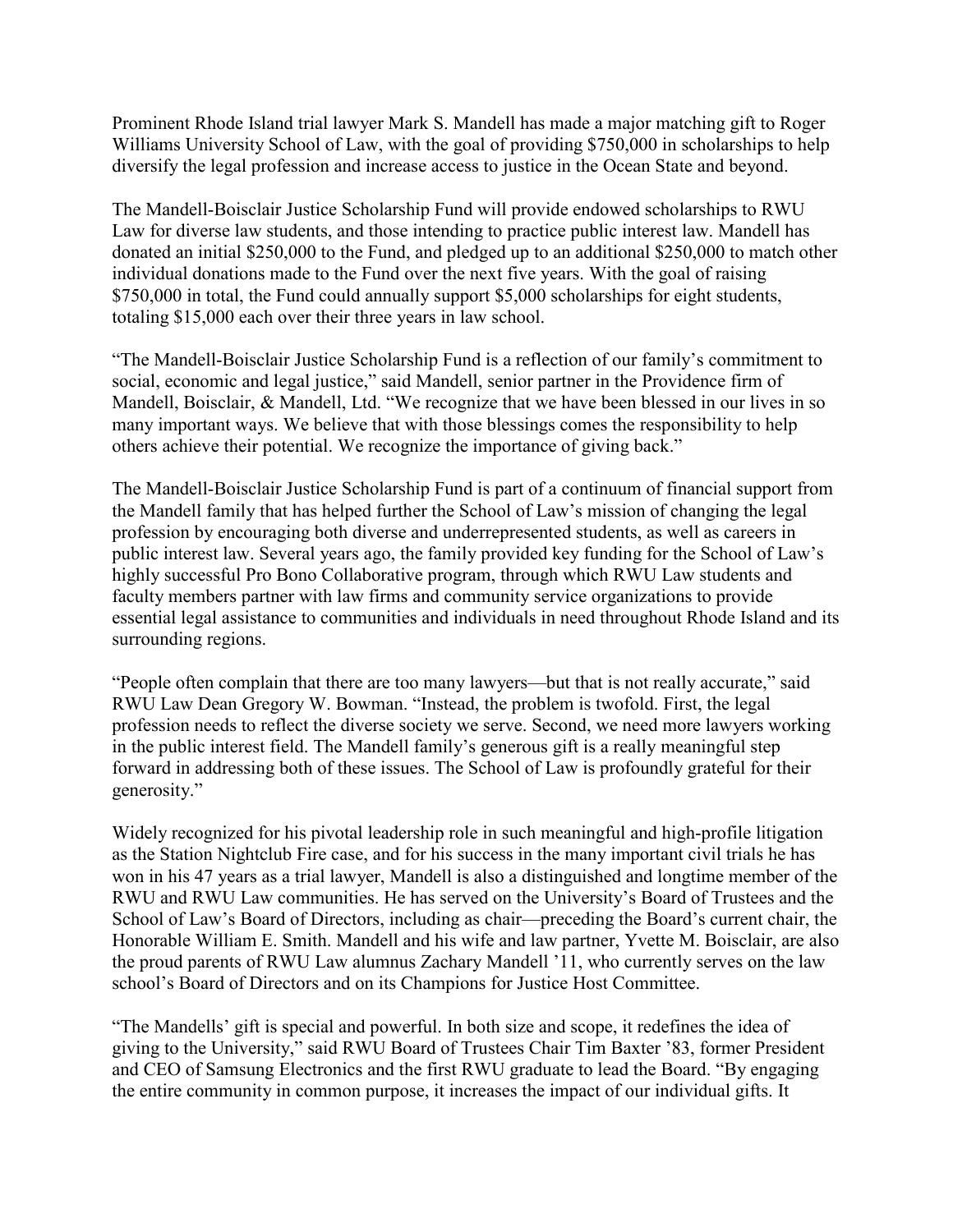Prominent Rhode Island trial lawyer Mark S. Mandell has made a major matching gift to Roger Williams University School of Law, with the goal of providing $750,000 in scholarships to help diversify the legal profession and increase access to justice in the Ocean State and beyond.

The Mandell-Boisclair Justice Scholarship Fund will provide endowed scholarships to RWU Law for diverse law students, and those intending to practice public interest law. Mandell has donated an initial $250,000 to the Fund, and pledged up to an additional $250,000 to match other individual donations made to the Fund over the next five years. With the goal of raising $750,000 in total, the Fund could annually support $5,000 scholarships for eight students, totaling $15,000 each over their three years in law school.

"The Mandell-Boisclair Justice Scholarship Fund is a reflection of our family's commitment to social, economic and legal justice," said Mandell, senior partner in the Providence firm of Mandell, Boisclair, & Mandell, Ltd. "We recognize that we have been blessed in our lives in so many important ways. We believe that with those blessings comes the responsibility to help others achieve their potential. We recognize the importance of giving back."

The Mandell-Boisclair Justice Scholarship Fund is part of a continuum of financial support from the Mandell family that has helped further the School of Law's mission of changing the legal profession by encouraging both diverse and underrepresented students, as well as careers in public interest law. Several years ago, the family provided key funding for the School of Law's highly successful Pro Bono Collaborative program, through which RWU Law students and faculty members partner with law firms and community service organizations to provide essential legal assistance to communities and individuals in need throughout Rhode Island and its surrounding regions.

"People often complain that there are too many lawyers—but that is not really accurate," said RWU Law Dean Gregory W. Bowman. "Instead, the problem is twofold. First, the legal profession needs to reflect the diverse society we serve. Second, we need more lawyers working in the public interest field. The Mandell family's generous gift is a really meaningful step forward in addressing both of these issues. The School of Law is profoundly grateful for their generosity."

Widely recognized for his pivotal leadership role in such meaningful and high-profile litigation as the Station Nightclub Fire case, and for his success in the many important civil trials he has won in his 47 years as a trial lawyer, Mandell is also a distinguished and longtime member of the RWU and RWU Law communities. He has served on the University's Board of Trustees and the School of Law's Board of Directors, including as chair—preceding the Board's current chair, the Honorable William E. Smith. Mandell and his wife and law partner, Yvette M. Boisclair, are also the proud parents of RWU Law alumnus Zachary Mandell '11, who currently serves on the law school's Board of Directors and on its Champions for Justice Host Committee.

"The Mandells' gift is special and powerful. In both size and scope, it redefines the idea of giving to the University," said RWU Board of Trustees Chair Tim Baxter '83, former President and CEO of Samsung Electronics and the first RWU graduate to lead the Board. "By engaging the entire community in common purpose, it increases the impact of our individual gifts. It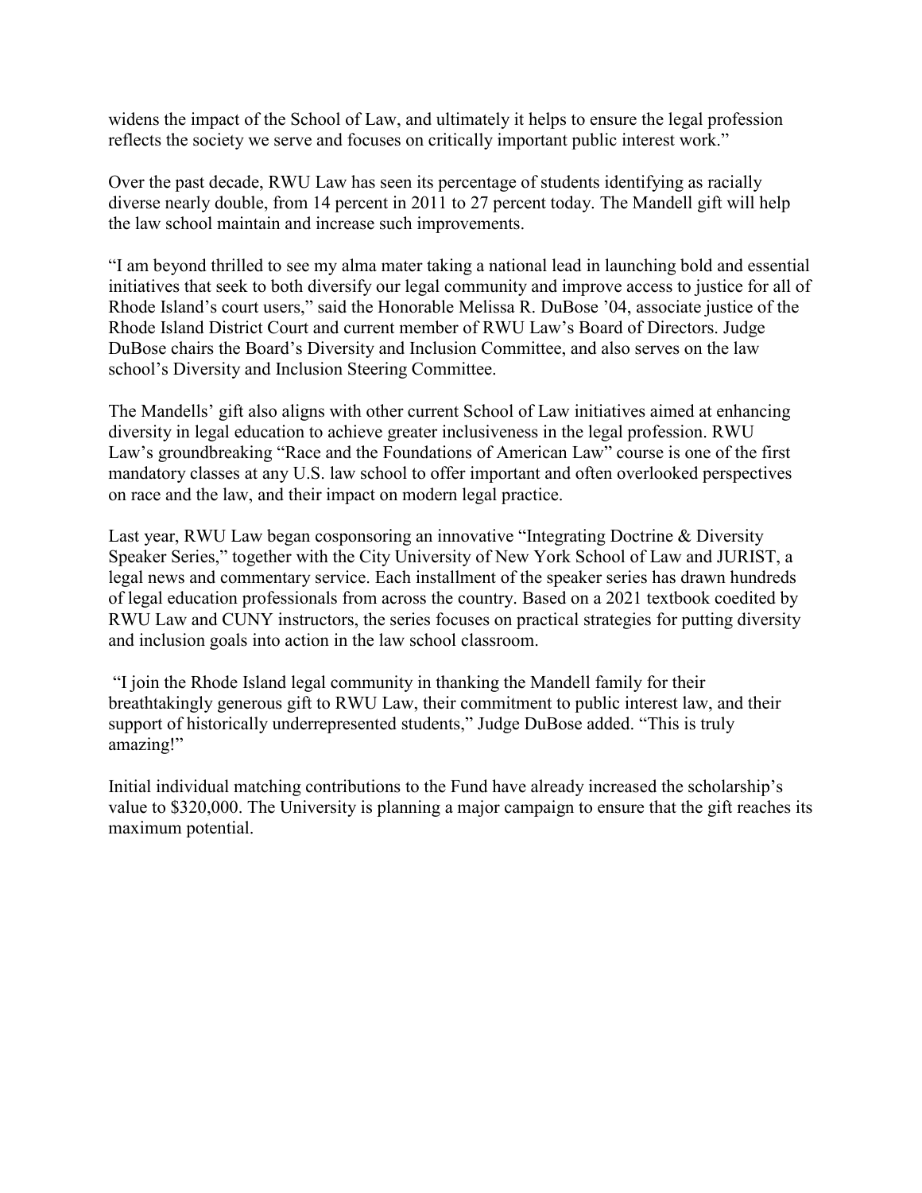widens the impact of the School of Law, and ultimately it helps to ensure the legal profession reflects the society we serve and focuses on critically important public interest work."

Over the past decade, RWU Law has seen its percentage of students identifying as racially diverse nearly double, from 14 percent in 2011 to 27 percent today. The Mandell gift will help the law school maintain and increase such improvements.

"I am beyond thrilled to see my alma mater taking a national lead in launching bold and essential initiatives that seek to both diversify our legal community and improve access to justice for all of Rhode Island's court users," said the Honorable Melissa R. DuBose '04, associate justice of the Rhode Island District Court and current member of RWU Law's Board of Directors. Judge DuBose chairs the Board's Diversity and Inclusion Committee, and also serves on the law school's Diversity and Inclusion Steering Committee.

The Mandells' gift also aligns with other current School of Law initiatives aimed at enhancing diversity in legal education to achieve greater inclusiveness in the legal profession. RWU Law's groundbreaking "Race and the Foundations of American Law" course is one of the first mandatory classes at any U.S. law school to offer important and often overlooked perspectives on race and the law, and their impact on modern legal practice.

Last year, RWU Law began cosponsoring an innovative "Integrating Doctrine & Diversity Speaker Series," together with the City University of New York School of Law and JURIST, a legal news and commentary service. Each installment of the speaker series has drawn hundreds of legal education professionals from across the country. Based on a 2021 textbook coedited by RWU Law and CUNY instructors, the series focuses on practical strategies for putting diversity and inclusion goals into action in the law school classroom.

"I join the Rhode Island legal community in thanking the Mandell family for their breathtakingly generous gift to RWU Law, their commitment to public interest law, and their support of historically underrepresented students," Judge DuBose added. "This is truly amazing!"

Initial individual matching contributions to the Fund have already increased the scholarship's value to $320,000. The University is planning a major campaign to ensure that the gift reaches its maximum potential.